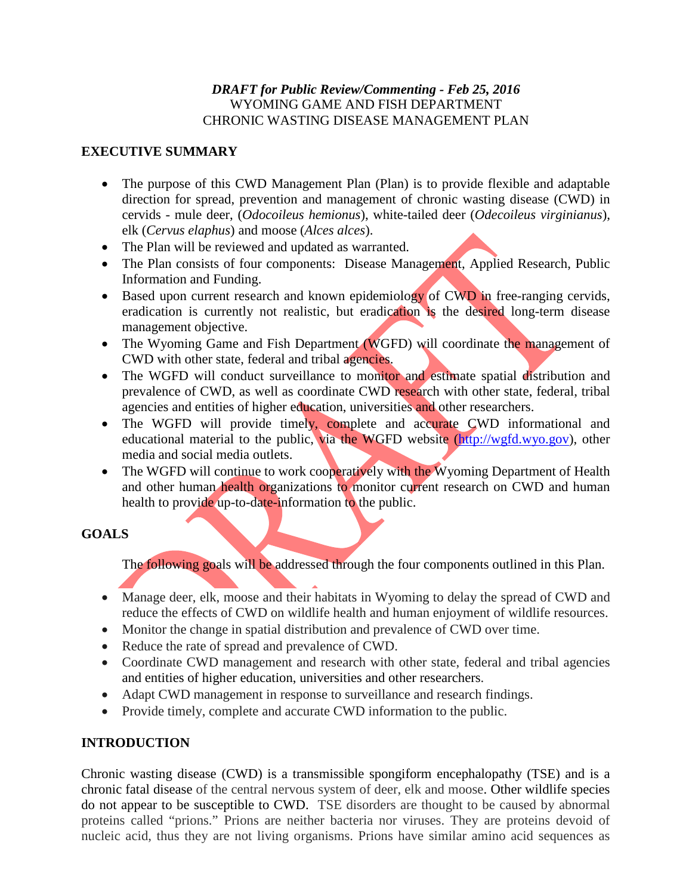*DRAFT for Public Review/Commenting - Feb 25, 2016*
WYOMING GAME AND FISH DEPARTMENT
CHRONIC WASTING DISEASE MANAGEMENT PLAN

## EXECUTIVE SUMMARY

- The purpose of this CWD Management Plan (Plan) is to provide flexible and adaptable direction for spread, prevention and management of chronic wasting disease (CWD) in cervids - mule deer, (*Odocoileus hemionus*), white-tailed deer (*Odecoileus virginianus*), elk (*Cervus elaphus*) and moose (*Alces alces*).
- The Plan will be reviewed and updated as warranted.
- The Plan consists of four components: Disease Management, Applied Research, Public Information and Funding.
- Based upon current research and known epidemiology of CWD in free-ranging cervids, eradication is currently not realistic, but eradication is the desired long-term disease management objective.
- The Wyoming Game and Fish Department (WGFD) will coordinate the management of CWD with other state, federal and tribal agencies.
- The WGFD will conduct surveillance to monitor and estimate spatial distribution and prevalence of CWD, as well as coordinate CWD research with other state, federal, tribal agencies and entities of higher education, universities and other researchers.
- The WGFD will provide timely, complete and accurate CWD informational and educational material to the public, via the WGFD website (http://wgfd.wyo.gov), other media and social media outlets.
- The WGFD will continue to work cooperatively with the Wyoming Department of Health and other human health organizations to monitor current research on CWD and human health to provide up-to-date-information to the public.

## GOALS

The following goals will be addressed through the four components outlined in this Plan.

- Manage deer, elk, moose and their habitats in Wyoming to delay the spread of CWD and reduce the effects of CWD on wildlife health and human enjoyment of wildlife resources.
- Monitor the change in spatial distribution and prevalence of CWD over time.
- Reduce the rate of spread and prevalence of CWD.
- Coordinate CWD management and research with other state, federal and tribal agencies and entities of higher education, universities and other researchers.
- Adapt CWD management in response to surveillance and research findings.
- Provide timely, complete and accurate CWD information to the public.

## INTRODUCTION

Chronic wasting disease (CWD) is a transmissible spongiform encephalopathy (TSE) and is a chronic fatal disease of the central nervous system of deer, elk and moose. Other wildlife species do not appear to be susceptible to CWD. TSE disorders are thought to be caused by abnormal proteins called "prions." Prions are neither bacteria nor viruses. They are proteins devoid of nucleic acid, thus they are not living organisms. Prions have similar amino acid sequences as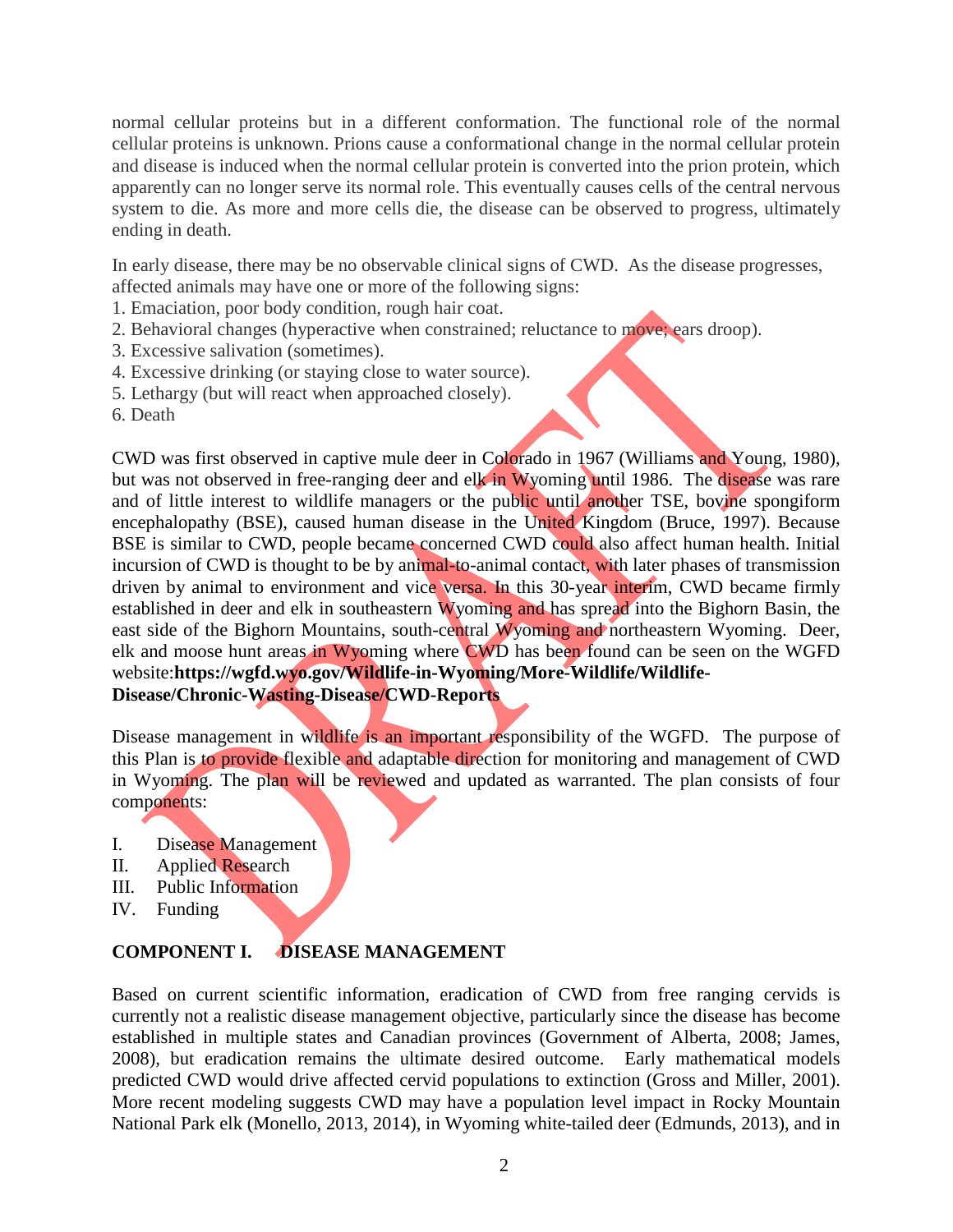normal cellular proteins but in a different conformation. The functional role of the normal cellular proteins is unknown. Prions cause a conformational change in the normal cellular protein and disease is induced when the normal cellular protein is converted into the prion protein, which apparently can no longer serve its normal role. This eventually causes cells of the central nervous system to die. As more and more cells die, the disease can be observed to progress, ultimately ending in death.

In early disease, there may be no observable clinical signs of CWD. As the disease progresses, affected animals may have one or more of the following signs:

1. Emaciation, poor body condition, rough hair coat.
2. Behavioral changes (hyperactive when constrained; reluctance to move; ears droop).
3. Excessive salivation (sometimes).
4. Excessive drinking (or staying close to water source).
5. Lethargy (but will react when approached closely).
6. Death

CWD was first observed in captive mule deer in Colorado in 1967 (Williams and Young, 1980), but was not observed in free-ranging deer and elk in Wyoming until 1986. The disease was rare and of little interest to wildlife managers or the public until another TSE, bovine spongiform encephalopathy (BSE), caused human disease in the United Kingdom (Bruce, 1997). Because BSE is similar to CWD, people became concerned CWD could also affect human health. Initial incursion of CWD is thought to be by animal-to-animal contact, with later phases of transmission driven by animal to environment and vice versa. In this 30-year interim, CWD became firmly established in deer and elk in southeastern Wyoming and has spread into the Bighorn Basin, the east side of the Bighorn Mountains, south-central Wyoming and northeastern Wyoming. Deer, elk and moose hunt areas in Wyoming where CWD has been found can be seen on the WGFD website:**https://wgfd.wyo.gov/Wildlife-in-Wyoming/More-Wildlife/Wildlife-Disease/Chronic-Wasting-Disease/CWD-Reports**

Disease management in wildlife is an important responsibility of the WGFD. The purpose of this Plan is to provide flexible and adaptable direction for monitoring and management of CWD in Wyoming. The plan will be reviewed and updated as warranted. The plan consists of four components:

I. Disease Management
II. Applied Research
III. Public Information
IV. Funding

## COMPONENT I. DISEASE MANAGEMENT

Based on current scientific information, eradication of CWD from free ranging cervids is currently not a realistic disease management objective, particularly since the disease has become established in multiple states and Canadian provinces (Government of Alberta, 2008; James, 2008), but eradication remains the ultimate desired outcome. Early mathematical models predicted CWD would drive affected cervid populations to extinction (Gross and Miller, 2001). More recent modeling suggests CWD may have a population level impact in Rocky Mountain National Park elk (Monello, 2013, 2014), in Wyoming white-tailed deer (Edmunds, 2013), and in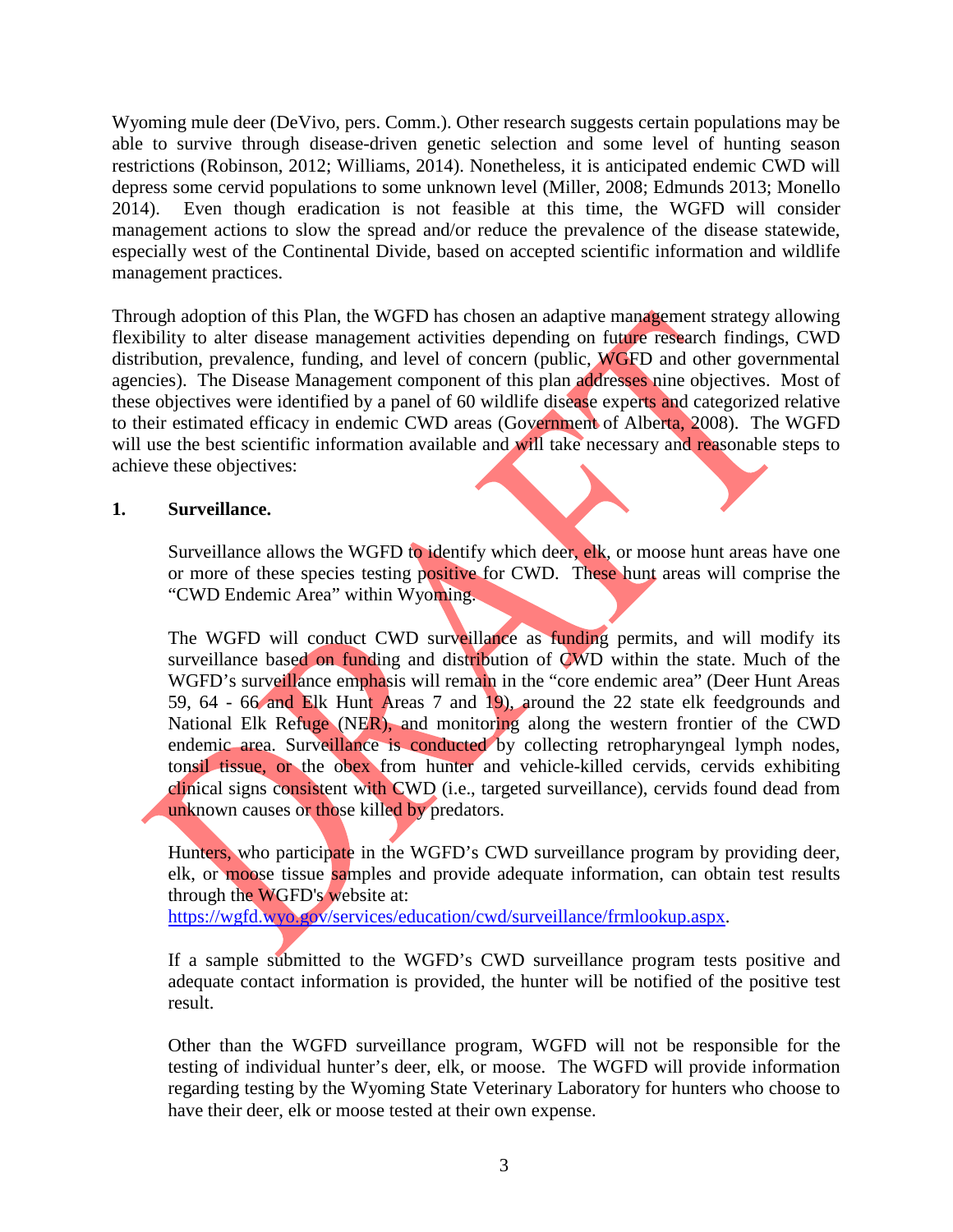Wyoming mule deer (DeVivo, pers. Comm.). Other research suggests certain populations may be able to survive through disease-driven genetic selection and some level of hunting season restrictions (Robinson, 2012; Williams, 2014). Nonetheless, it is anticipated endemic CWD will depress some cervid populations to some unknown level (Miller, 2008; Edmunds 2013; Monello 2014). Even though eradication is not feasible at this time, the WGFD will consider management actions to slow the spread and/or reduce the prevalence of the disease statewide, especially west of the Continental Divide, based on accepted scientific information and wildlife management practices.

Through adoption of this Plan, the WGFD has chosen an adaptive management strategy allowing flexibility to alter disease management activities depending on future research findings, CWD distribution, prevalence, funding, and level of concern (public, WGFD and other governmental agencies). The Disease Management component of this plan addresses nine objectives. Most of these objectives were identified by a panel of 60 wildlife disease experts and categorized relative to their estimated efficacy in endemic CWD areas (Government of Alberta, 2008). The WGFD will use the best scientific information available and will take necessary and reasonable steps to achieve these objectives:

**1. Surveillance.**

Surveillance allows the WGFD to identify which deer, elk, or moose hunt areas have one or more of these species testing positive for CWD. These hunt areas will comprise the "CWD Endemic Area" within Wyoming.

The WGFD will conduct CWD surveillance as funding permits, and will modify its surveillance based on funding and distribution of CWD within the state. Much of the WGFD's surveillance emphasis will remain in the "core endemic area" (Deer Hunt Areas 59, 64 - 66 and Elk Hunt Areas 7 and 19), around the 22 state elk feedgrounds and National Elk Refuge (NER), and monitoring along the western frontier of the CWD endemic area. Surveillance is conducted by collecting retropharyngeal lymph nodes, tonsil tissue, or the obex from hunter and vehicle-killed cervids, cervids exhibiting clinical signs consistent with CWD (i.e., targeted surveillance), cervids found dead from unknown causes or those killed by predators.

Hunters, who participate in the WGFD's CWD surveillance program by providing deer, elk, or moose tissue samples and provide adequate information, can obtain test results through the WGFD's website at:
https://wgfd.wyo.gov/services/education/cwd/surveillance/frmlookup.aspx.

If a sample submitted to the WGFD's CWD surveillance program tests positive and adequate contact information is provided, the hunter will be notified of the positive test result.

Other than the WGFD surveillance program, WGFD will not be responsible for the testing of individual hunter's deer, elk, or moose. The WGFD will provide information regarding testing by the Wyoming State Veterinary Laboratory for hunters who choose to have their deer, elk or moose tested at their own expense.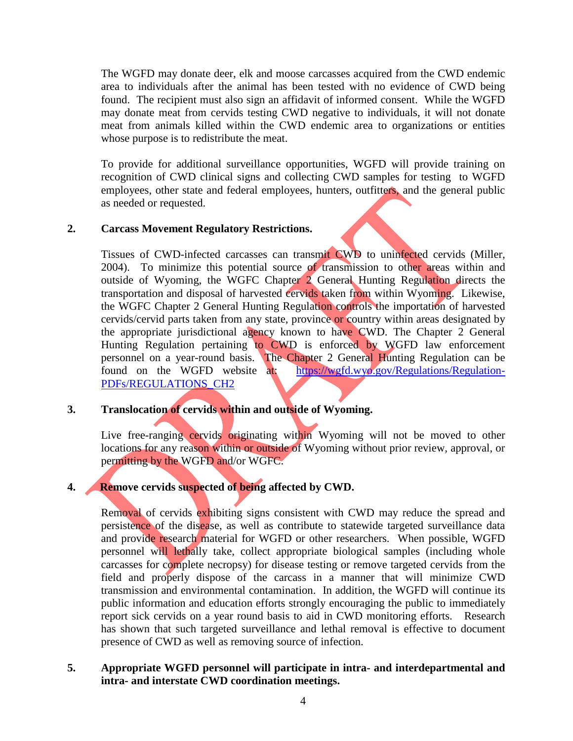The WGFD may donate deer, elk and moose carcasses acquired from the CWD endemic area to individuals after the animal has been tested with no evidence of CWD being found. The recipient must also sign an affidavit of informed consent. While the WGFD may donate meat from cervids testing CWD negative to individuals, it will not donate meat from animals killed within the CWD endemic area to organizations or entities whose purpose is to redistribute the meat.

To provide for additional surveillance opportunities, WGFD will provide training on recognition of CWD clinical signs and collecting CWD samples for testing to WGFD employees, other state and federal employees, hunters, outfitters, and the general public as needed or requested.

**2. Carcass Movement Regulatory Restrictions.**

Tissues of CWD-infected carcasses can transmit CWD to uninfected cervids (Miller, 2004). To minimize this potential source of transmission to other areas within and outside of Wyoming, the WGFC Chapter 2 General Hunting Regulation directs the transportation and disposal of harvested cervids taken from within Wyoming. Likewise, the WGFC Chapter 2 General Hunting Regulation controls the importation of harvested cervids/cervid parts taken from any state, province or country within areas designated by the appropriate jurisdictional agency known to have CWD. The Chapter 2 General Hunting Regulation pertaining to CWD is enforced by WGFD law enforcement personnel on a year-round basis. The Chapter 2 General Hunting Regulation can be found on the WGFD website at: https://wgfd.wyo.gov/Regulations/Regulation-PDFs/REGULATIONS_CH2

**3. Translocation of cervids within and outside of Wyoming.**

Live free-ranging cervids originating within Wyoming will not be moved to other locations for any reason within or outside of Wyoming without prior review, approval, or permitting by the WGFD and/or WGFC.

**4. Remove cervids suspected of being affected by CWD.**

Removal of cervids exhibiting signs consistent with CWD may reduce the spread and persistence of the disease, as well as contribute to statewide targeted surveillance data and provide research material for WGFD or other researchers. When possible, WGFD personnel will lethally take, collect appropriate biological samples (including whole carcasses for complete necropsy) for disease testing or remove targeted cervids from the field and properly dispose of the carcass in a manner that will minimize CWD transmission and environmental contamination. In addition, the WGFD will continue its public information and education efforts strongly encouraging the public to immediately report sick cervids on a year round basis to aid in CWD monitoring efforts. Research has shown that such targeted surveillance and lethal removal is effective to document presence of CWD as well as removing source of infection.

**5. Appropriate WGFD personnel will participate in intra- and interdepartmental and intra- and interstate CWD coordination meetings.**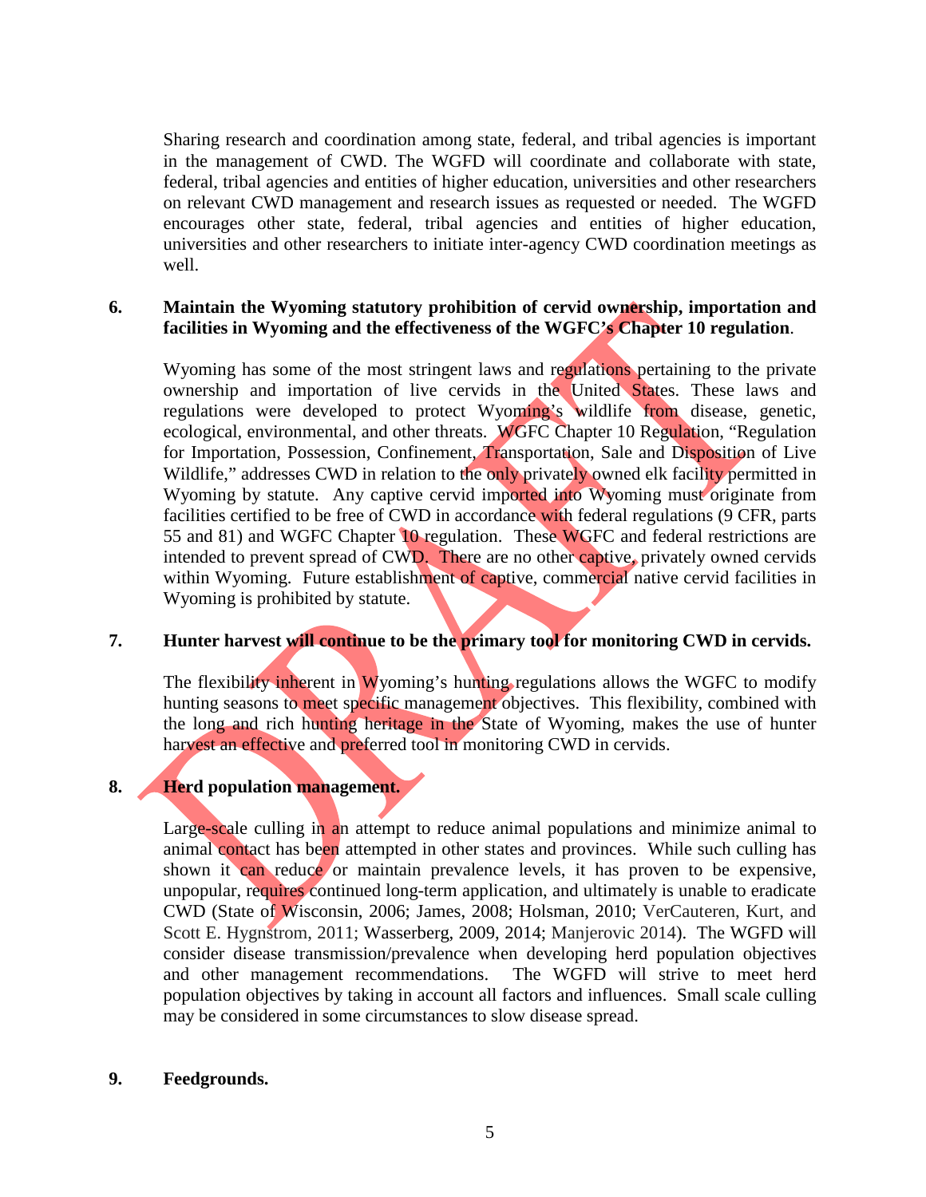Sharing research and coordination among state, federal, and tribal agencies is important in the management of CWD. The WGFD will coordinate and collaborate with state, federal, tribal agencies and entities of higher education, universities and other researchers on relevant CWD management and research issues as requested or needed. The WGFD encourages other state, federal, tribal agencies and entities of higher education, universities and other researchers to initiate inter-agency CWD coordination meetings as well.

**6. Maintain the Wyoming statutory prohibition of cervid ownership, importation and facilities in Wyoming and the effectiveness of the WGFC's Chapter 10 regulation**.

Wyoming has some of the most stringent laws and regulations pertaining to the private ownership and importation of live cervids in the United States. These laws and regulations were developed to protect Wyoming's wildlife from disease, genetic, ecological, environmental, and other threats. WGFC Chapter 10 Regulation, "Regulation for Importation, Possession, Confinement, Transportation, Sale and Disposition of Live Wildlife," addresses CWD in relation to the only privately owned elk facility permitted in Wyoming by statute. Any captive cervid imported into Wyoming must originate from facilities certified to be free of CWD in accordance with federal regulations (9 CFR, parts 55 and 81) and WGFC Chapter 10 regulation. These WGFC and federal restrictions are intended to prevent spread of CWD. There are no other captive, privately owned cervids within Wyoming. Future establishment of captive, commercial native cervid facilities in Wyoming is prohibited by statute.

**7. Hunter harvest will continue to be the primary tool for monitoring CWD in cervids.**

The flexibility inherent in Wyoming's hunting regulations allows the WGFC to modify hunting seasons to meet specific management objectives. This flexibility, combined with the long and rich hunting heritage in the State of Wyoming, makes the use of hunter harvest an effective and preferred tool in monitoring CWD in cervids.

**8. Herd population management.**

Large-scale culling in an attempt to reduce animal populations and minimize animal to animal contact has been attempted in other states and provinces. While such culling has shown it can reduce or maintain prevalence levels, it has proven to be expensive, unpopular, requires continued long-term application, and ultimately is unable to eradicate CWD (State of Wisconsin, 2006; James, 2008; Holsman, 2010; VerCauteren, Kurt, and Scott E. Hygnstrom, 2011; Wasserberg, 2009, 2014; Manjerovic 2014). The WGFD will consider disease transmission/prevalence when developing herd population objectives and other management recommendations. The WGFD will strive to meet herd population objectives by taking in account all factors and influences. Small scale culling may be considered in some circumstances to slow disease spread.

**9. Feedgrounds.**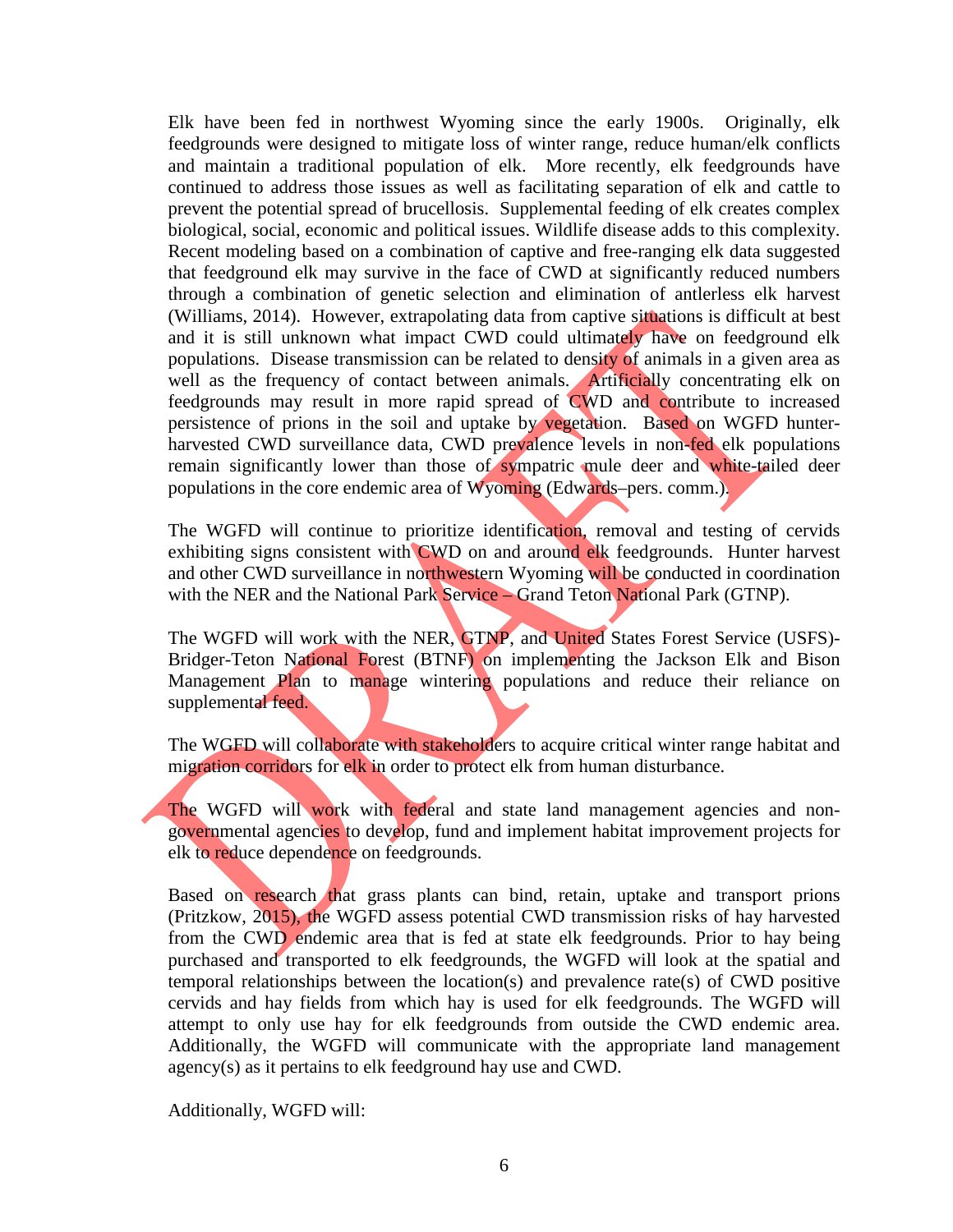Elk have been fed in northwest Wyoming since the early 1900s. Originally, elk feedgrounds were designed to mitigate loss of winter range, reduce human/elk conflicts and maintain a traditional population of elk. More recently, elk feedgrounds have continued to address those issues as well as facilitating separation of elk and cattle to prevent the potential spread of brucellosis. Supplemental feeding of elk creates complex biological, social, economic and political issues. Wildlife disease adds to this complexity. Recent modeling based on a combination of captive and free-ranging elk data suggested that feedground elk may survive in the face of CWD at significantly reduced numbers through a combination of genetic selection and elimination of antlerless elk harvest (Williams, 2014). However, extrapolating data from captive situations is difficult at best and it is still unknown what impact CWD could ultimately have on feedground elk populations. Disease transmission can be related to density of animals in a given area as well as the frequency of contact between animals. Artificially concentrating elk on feedgrounds may result in more rapid spread of CWD and contribute to increased persistence of prions in the soil and uptake by vegetation. Based on WGFD hunter-harvested CWD surveillance data, CWD prevalence levels in non-fed elk populations remain significantly lower than those of sympatric mule deer and white-tailed deer populations in the core endemic area of Wyoming (Edwards–pers. comm.).

The WGFD will continue to prioritize identification, removal and testing of cervids exhibiting signs consistent with CWD on and around elk feedgrounds. Hunter harvest and other CWD surveillance in northwestern Wyoming will be conducted in coordination with the NER and the National Park Service – Grand Teton National Park (GTNP).

The WGFD will work with the NER, GTNP, and United States Forest Service (USFS)-Bridger-Teton National Forest (BTNF) on implementing the Jackson Elk and Bison Management Plan to manage wintering populations and reduce their reliance on supplemental feed.

The WGFD will collaborate with stakeholders to acquire critical winter range habitat and migration corridors for elk in order to protect elk from human disturbance.

The WGFD will work with federal and state land management agencies and non-governmental agencies to develop, fund and implement habitat improvement projects for elk to reduce dependence on feedgrounds.

Based on research that grass plants can bind, retain, uptake and transport prions (Pritzkow, 2015), the WGFD assess potential CWD transmission risks of hay harvested from the CWD endemic area that is fed at state elk feedgrounds. Prior to hay being purchased and transported to elk feedgrounds, the WGFD will look at the spatial and temporal relationships between the location(s) and prevalence rate(s) of CWD positive cervids and hay fields from which hay is used for elk feedgrounds. The WGFD will attempt to only use hay for elk feedgrounds from outside the CWD endemic area. Additionally, the WGFD will communicate with the appropriate land management agency(s) as it pertains to elk feedground hay use and CWD.

Additionally, WGFD will: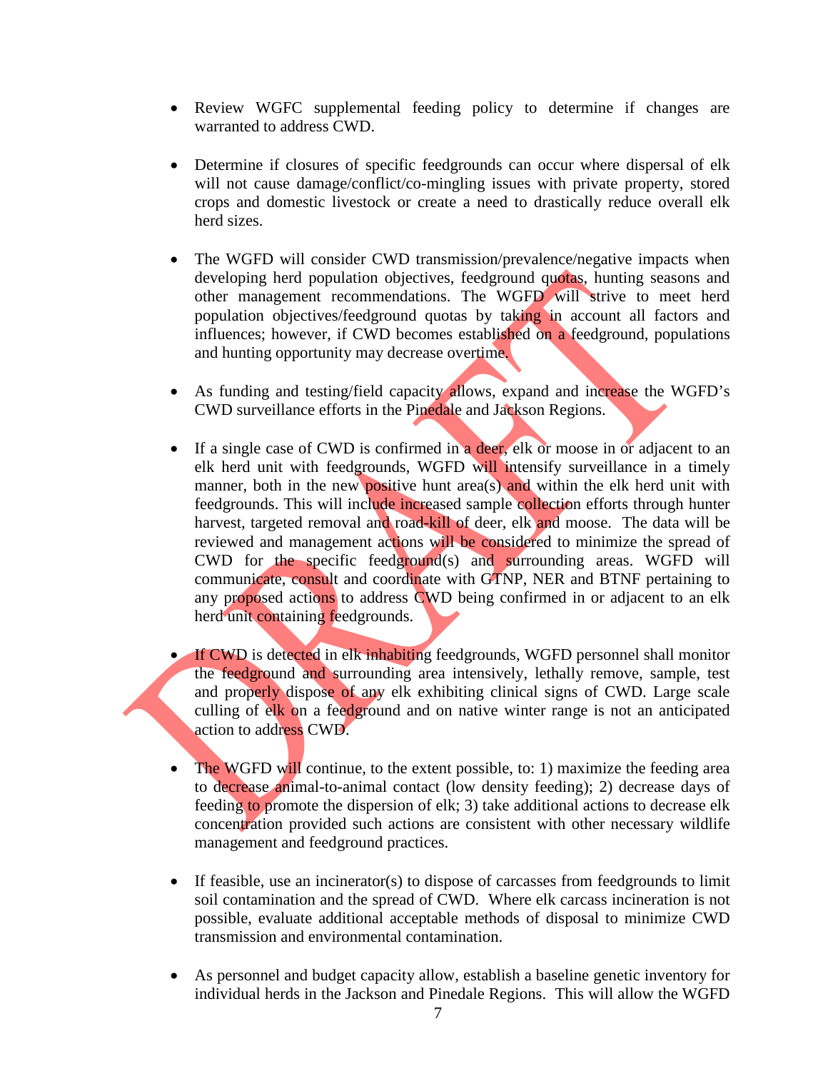- Review WGFC supplemental feeding policy to determine if changes are warranted to address CWD.

- Determine if closures of specific feedgrounds can occur where dispersal of elk will not cause damage/conflict/co-mingling issues with private property, stored crops and domestic livestock or create a need to drastically reduce overall elk herd sizes.

- The WGFD will consider CWD transmission/prevalence/negative impacts when developing herd population objectives, feedground quotas, hunting seasons and other management recommendations. The WGFD will strive to meet herd population objectives/feedground quotas by taking in account all factors and influences; however, if CWD becomes established on a feedground, populations and hunting opportunity may decrease overtime.

- As funding and testing/field capacity allows, expand and increase the WGFD's CWD surveillance efforts in the Pinedale and Jackson Regions.

- If a single case of CWD is confirmed in a deer, elk or moose in or adjacent to an elk herd unit with feedgrounds, WGFD will intensify surveillance in a timely manner, both in the new positive hunt area(s) and within the elk herd unit with feedgrounds. This will include increased sample collection efforts through hunter harvest, targeted removal and road-kill of deer, elk and moose. The data will be reviewed and management actions will be considered to minimize the spread of CWD for the specific feedground(s) and surrounding areas. WGFD will communicate, consult and coordinate with GTNP, NER and BTNF pertaining to any proposed actions to address CWD being confirmed in or adjacent to an elk herd unit containing feedgrounds.

- If CWD is detected in elk inhabiting feedgrounds, WGFD personnel shall monitor the feedground and surrounding area intensively, lethally remove, sample, test and properly dispose of any elk exhibiting clinical signs of CWD. Large scale culling of elk on a feedground and on native winter range is not an anticipated action to address CWD.

- The WGFD will continue, to the extent possible, to: 1) maximize the feeding area to decrease animal-to-animal contact (low density feeding); 2) decrease days of feeding to promote the dispersion of elk; 3) take additional actions to decrease elk concentration provided such actions are consistent with other necessary wildlife management and feedground practices.

- If feasible, use an incinerator(s) to dispose of carcasses from feedgrounds to limit soil contamination and the spread of CWD. Where elk carcass incineration is not possible, evaluate additional acceptable methods of disposal to minimize CWD transmission and environmental contamination.

- As personnel and budget capacity allow, establish a baseline genetic inventory for individual herds in the Jackson and Pinedale Regions. This will allow the WGFD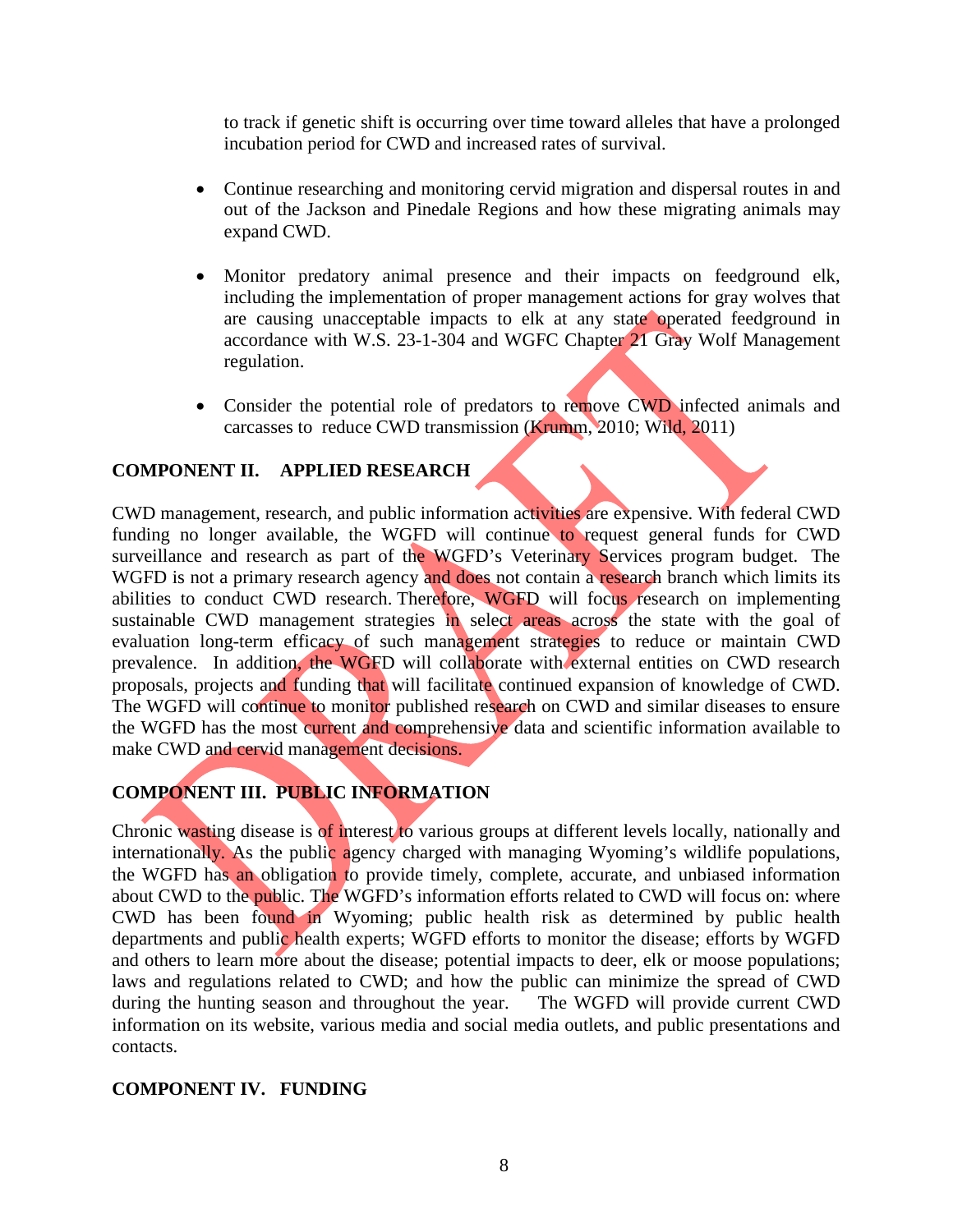to track if genetic shift is occurring over time toward alleles that have a prolonged incubation period for CWD and increased rates of survival.

- Continue researching and monitoring cervid migration and dispersal routes in and out of the Jackson and Pinedale Regions and how these migrating animals may expand CWD.

- Monitor predatory animal presence and their impacts on feedground elk, including the implementation of proper management actions for gray wolves that are causing unacceptable impacts to elk at any state operated feedground in accordance with W.S. 23-1-304 and WGFC Chapter 21 Gray Wolf Management regulation.

- Consider the potential role of predators to remove CWD infected animals and carcasses to reduce CWD transmission (Krumm, 2010; Wild, 2011)

## COMPONENT II. APPLIED RESEARCH

CWD management, research, and public information activities are expensive. With federal CWD funding no longer available, the WGFD will continue to request general funds for CWD surveillance and research as part of the WGFD's Veterinary Services program budget. The WGFD is not a primary research agency and does not contain a research branch which limits its abilities to conduct CWD research. Therefore, WGFD will focus research on implementing sustainable CWD management strategies in select areas across the state with the goal of evaluation long-term efficacy of such management strategies to reduce or maintain CWD prevalence. In addition, the WGFD will collaborate with external entities on CWD research proposals, projects and funding that will facilitate continued expansion of knowledge of CWD. The WGFD will continue to monitor published research on CWD and similar diseases to ensure the WGFD has the most current and comprehensive data and scientific information available to make CWD and cervid management decisions.

## COMPONENT III. PUBLIC INFORMATION

Chronic wasting disease is of interest to various groups at different levels locally, nationally and internationally. As the public agency charged with managing Wyoming's wildlife populations, the WGFD has an obligation to provide timely, complete, accurate, and unbiased information about CWD to the public. The WGFD's information efforts related to CWD will focus on: where CWD has been found in Wyoming; public health risk as determined by public health departments and public health experts; WGFD efforts to monitor the disease; efforts by WGFD and others to learn more about the disease; potential impacts to deer, elk or moose populations; laws and regulations related to CWD; and how the public can minimize the spread of CWD during the hunting season and throughout the year. The WGFD will provide current CWD information on its website, various media and social media outlets, and public presentations and contacts.

## COMPONENT IV. FUNDING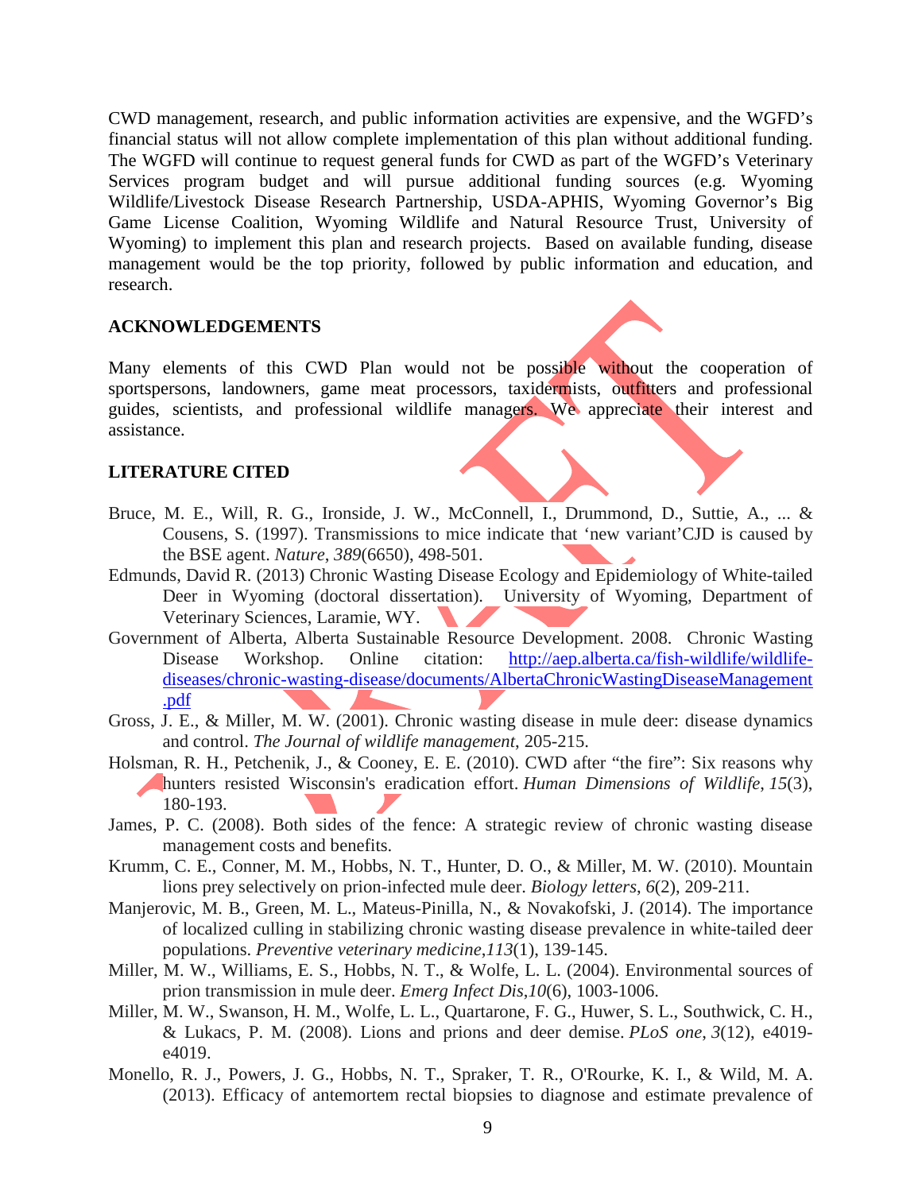CWD management, research, and public information activities are expensive, and the WGFD's financial status will not allow complete implementation of this plan without additional funding. The WGFD will continue to request general funds for CWD as part of the WGFD's Veterinary Services program budget and will pursue additional funding sources (e.g. Wyoming Wildlife/Livestock Disease Research Partnership, USDA-APHIS, Wyoming Governor's Big Game License Coalition, Wyoming Wildlife and Natural Resource Trust, University of Wyoming) to implement this plan and research projects. Based on available funding, disease management would be the top priority, followed by public information and education, and research.

## ACKNOWLEDGEMENTS

Many elements of this CWD Plan would not be possible without the cooperation of sportspersons, landowners, game meat processors, taxidermists, outfitters and professional guides, scientists, and professional wildlife managers. We appreciate their interest and assistance.

## LITERATURE CITED

Bruce, M. E., Will, R. G., Ironside, J. W., McConnell, I., Drummond, D., Suttie, A., ... & Cousens, S. (1997). Transmissions to mice indicate that 'new variant'CJD is caused by the BSE agent. *Nature*, *389*(6650), 498-501.

Edmunds, David R. (2013) Chronic Wasting Disease Ecology and Epidemiology of White-tailed Deer in Wyoming (doctoral dissertation). University of Wyoming, Department of Veterinary Sciences, Laramie, WY.

Government of Alberta, Alberta Sustainable Resource Development. 2008. Chronic Wasting Disease Workshop. Online citation: [http://aep.alberta.ca/fish-wildlife/wildlife-diseases/chronic-wasting-disease/documents/AlbertaChronicWastingDiseaseManagement.pdf](http://aep.alberta.ca/fish-wildlife/wildlife-diseases/chronic-wasting-disease/documents/AlbertaChronicWastingDiseaseManagement.pdf)

Gross, J. E., & Miller, M. W. (2001). Chronic wasting disease in mule deer: disease dynamics and control. *The Journal of wildlife management*, 205-215.

Holsman, R. H., Petchenik, J., & Cooney, E. E. (2010). CWD after "the fire": Six reasons why hunters resisted Wisconsin's eradication effort. *Human Dimensions of Wildlife*, *15*(3), 180-193.

James, P. C. (2008). Both sides of the fence: A strategic review of chronic wasting disease management costs and benefits.

Krumm, C. E., Conner, M. M., Hobbs, N. T., Hunter, D. O., & Miller, M. W. (2010). Mountain lions prey selectively on prion-infected mule deer. *Biology letters*, *6*(2), 209-211.

Manjerovic, M. B., Green, M. L., Mateus-Pinilla, N., & Novakofski, J. (2014). The importance of localized culling in stabilizing chronic wasting disease prevalence in white-tailed deer populations. *Preventive veterinary medicine*,*113*(1), 139-145.

Miller, M. W., Williams, E. S., Hobbs, N. T., & Wolfe, L. L. (2004). Environmental sources of prion transmission in mule deer. *Emerg Infect Dis*,*10*(6), 1003-1006.

Miller, M. W., Swanson, H. M., Wolfe, L. L., Quartarone, F. G., Huwer, S. L., Southwick, C. H., & Lukacs, P. M. (2008). Lions and prions and deer demise. *PLoS one*, *3*(12), e4019-e4019.

Monello, R. J., Powers, J. G., Hobbs, N. T., Spraker, T. R., O'Rourke, K. I., & Wild, M. A. (2013). Efficacy of antemortem rectal biopsies to diagnose and estimate prevalence of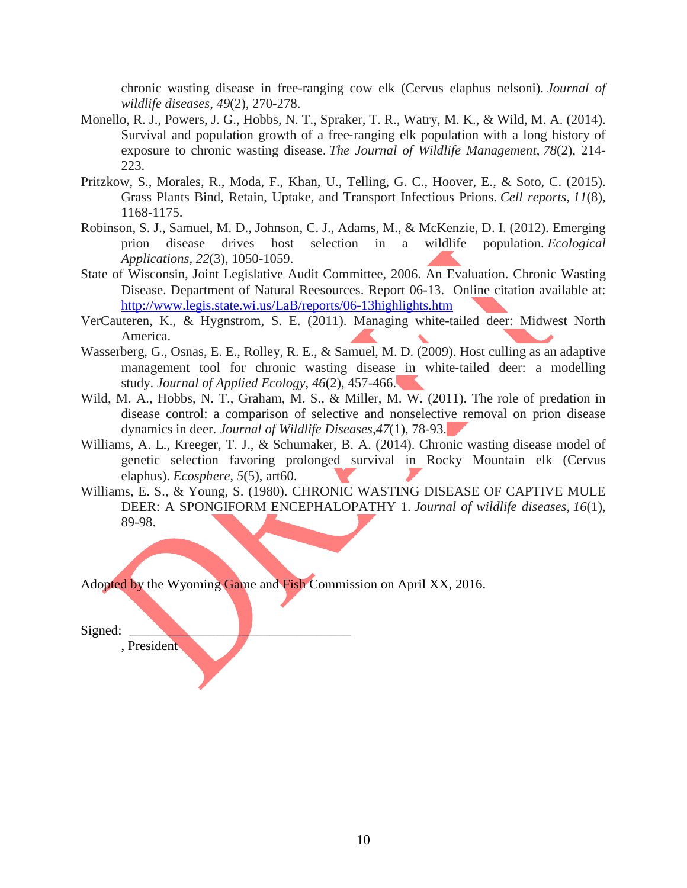chronic wasting disease in free-ranging cow elk (Cervus elaphus nelsoni). *Journal of wildlife diseases*, *49*(2), 270-278.

Monello, R. J., Powers, J. G., Hobbs, N. T., Spraker, T. R., Watry, M. K., & Wild, M. A. (2014). Survival and population growth of a free-ranging elk population with a long history of exposure to chronic wasting disease. *The Journal of Wildlife Management*, *78*(2), 214-223.

Pritzkow, S., Morales, R., Moda, F., Khan, U., Telling, G. C., Hoover, E., & Soto, C. (2015). Grass Plants Bind, Retain, Uptake, and Transport Infectious Prions. *Cell reports*, *11*(8), 1168-1175.

Robinson, S. J., Samuel, M. D., Johnson, C. J., Adams, M., & McKenzie, D. I. (2012). Emerging prion disease drives host selection in a wildlife population. *Ecological Applications*, *22*(3), 1050-1059.

State of Wisconsin, Joint Legislative Audit Committee, 2006. An Evaluation. Chronic Wasting Disease. Department of Natural Reesources. Report 06-13. Online citation available at: http://www.legis.state.wi.us/LaB/reports/06-13highlights.htm

VerCauteren, K., & Hygnstrom, S. E. (2011). Managing white-tailed deer: Midwest North America.

Wasserberg, G., Osnas, E. E., Rolley, R. E., & Samuel, M. D. (2009). Host culling as an adaptive management tool for chronic wasting disease in white-tailed deer: a modelling study. *Journal of Applied Ecology*, *46*(2), 457-466.

Wild, M. A., Hobbs, N. T., Graham, M. S., & Miller, M. W. (2011). The role of predation in disease control: a comparison of selective and nonselective removal on prion disease dynamics in deer. *Journal of Wildlife Diseases*,*47*(1), 78-93.

Williams, A. L., Kreeger, T. J., & Schumaker, B. A. (2014). Chronic wasting disease model of genetic selection favoring prolonged survival in Rocky Mountain elk (Cervus elaphus). *Ecosphere*, *5*(5), art60.

Williams, E. S., & Young, S. (1980). CHRONIC WASTING DISEASE OF CAPTIVE MULE DEER: A SPONGIFORM ENCEPHALOPATHY 1. *Journal of wildlife diseases*, *16*(1), 89-98.

Adopted by the Wyoming Game and Fish Commission on April XX, 2016.

Signed: ________________________________

, President